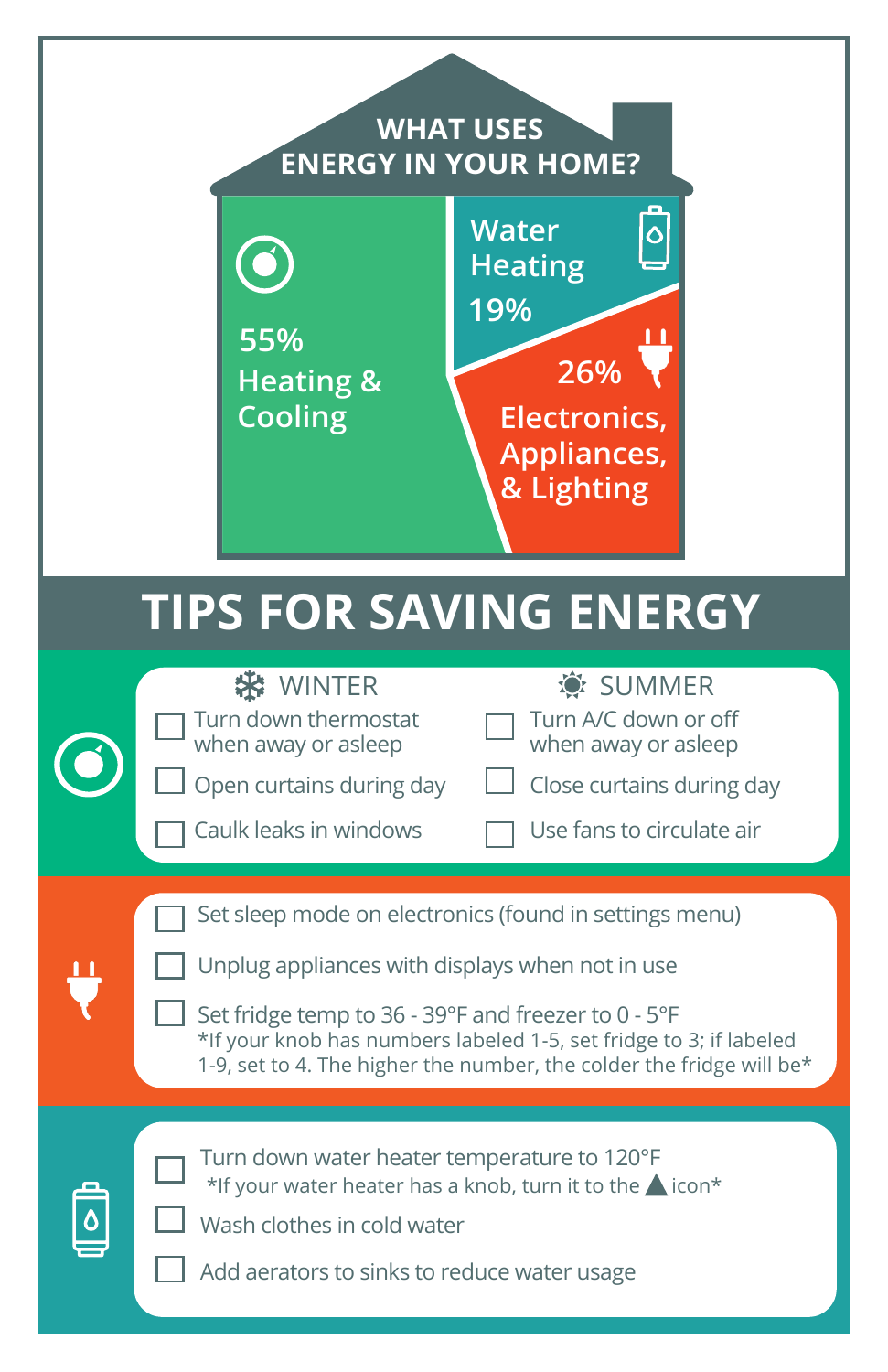# WHAT USES ENERGY IN YOUR HOME?

- 55% Heating & Cooling
- Water Heating 19%
- 26% Electronics, Appliances, & Lighting

# TIPS FOR SAVING ENERGY

## Heating & Cooling

**WINTER**

- [ ] Turn down thermostat when away or asleep
- [ ] Open curtains during day
- [ ] Caulk leaks in windows

**SUMMER**

- [ ] Turn A/C down or off when away or asleep
- [ ] Close curtains during day
- [ ] Use fans to circulate air

## Electronics, Appliances, & Lighting

- [ ] Set sleep mode on electronics (found in settings menu)
- [ ] Unplug appliances with displays when not in use
- [ ] Set fridge temp to 36 - 39°F and freezer to 0 - 5°F
  *If your knob has numbers labeled 1-5, set fridge to 3; if labeled 1-9, set to 4. The higher the number, the colder the fridge will be*

## Water Heating

- [ ] Turn down water heater temperature to 120°F
  *If your water heater has a knob, turn it to the ▲ icon*
- [ ] Wash clothes in cold water
- [ ] Add aerators to sinks to reduce water usage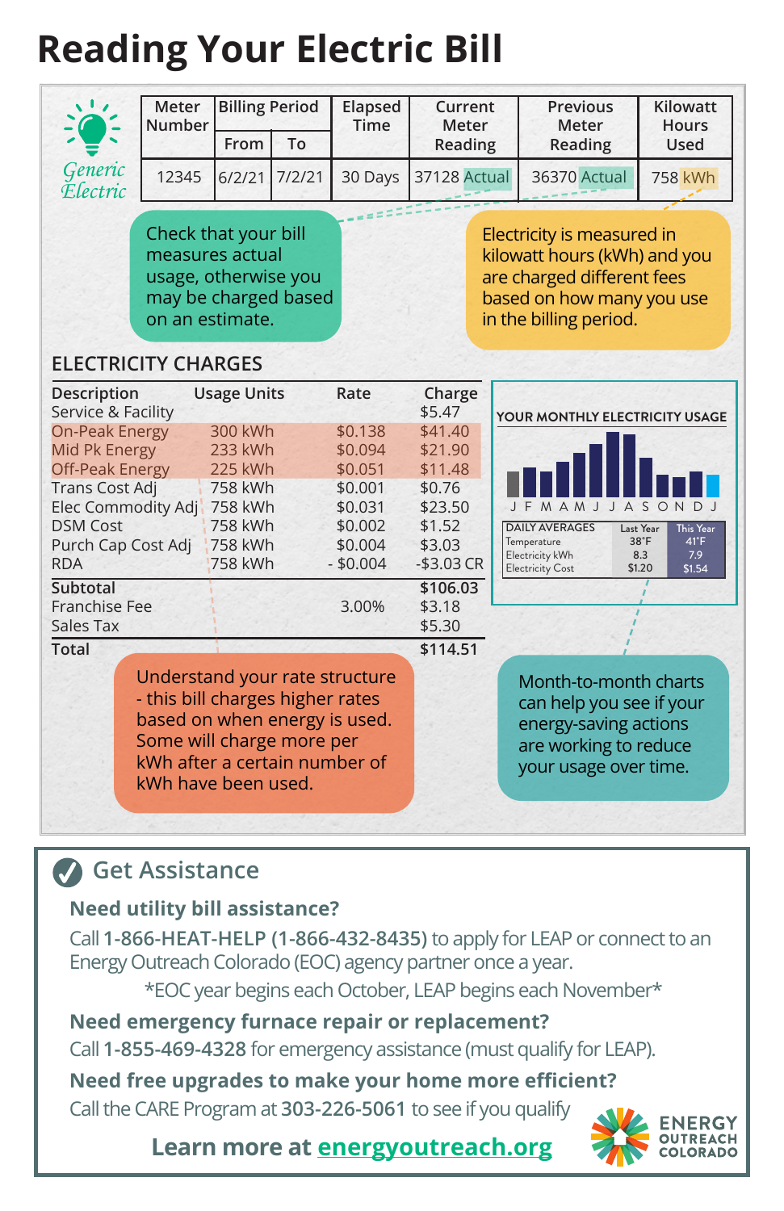# Reading Your Electric Bill

Generic Electric

| Meter Number | Billing Period | | Elapsed Time | Current Meter Reading | Previous Meter Reading | Kilowatt Hours Used |
|---|---|---|---|---|---|---|
| | From | To | | | | |
| 12345 | 6/2/21 | 7/2/21 | 30 Days | 37128 Actual | 36370 Actual | 758 kWh |

Check that your bill measures actual usage, otherwise you may be charged based on an estimate.

Electricity is measured in kilowatt hours (kWh) and you are charged different fees based on how many you use in the billing period.

## ELECTRICITY CHARGES

| Description | Usage Units | Rate | Charge |
|---|---|---|---|
| Service & Facility | | | $5.47 |
| On-Peak Energy | 300 kWh | $0.138 | $41.40 |
| Mid Pk Energy | 233 kWh | $0.094 | $21.90 |
| Off-Peak Energy | 225 kWh | $0.051 | $11.48 |
| Trans Cost Adj | 758 kWh | $0.001 | $0.76 |
| Elec Commodity Adj | 758 kWh | $0.031 | $23.50 |
| DSM Cost | 758 kWh | $0.002 | $1.52 |
| Purch Cap Cost Adj | 758 kWh | $0.004 | $3.03 |
| RDA | 758 kWh | - $0.004 | -$3.03 CR |
| **Subtotal** | | | **$106.03** |
| Franchise Fee | | 3.00% | $3.18 |
| Sales Tax | | | $5.30 |
| **Total** | | | **$114.51** |

YOUR MONTHLY ELECTRICITY USAGE

J F M A M J J A S O N D J

| DAILY AVERAGES | Last Year | This Year |
|---|---|---|
| Temperature | 38°F | 41°F |
| Electricity kWh | 8.3 | 7.9 |
| Electricity Cost | $1.20 | $1.54 |

Understand your rate structure - this bill charges higher rates based on when energy is used. Some will charge more per kWh after a certain number of kWh have been used.

Month-to-month charts can help you see if your energy-saving actions are working to reduce your usage over time.

## Get Assistance

**Need utility bill assistance?**

Call **1-866-HEAT-HELP (1-866-432-8435)** to apply for LEAP or connect to an Energy Outreach Colorado (EOC) agency partner once a year.

*EOC year begins each October, LEAP begins each November*

**Need emergency furnace repair or replacement?**

Call **1-855-469-4328** for emergency assistance (must qualify for LEAP).

**Need free upgrades to make your home more efficient?**

Call the CARE Program at **303-226-5061** to see if you qualify

**Learn more at energyoutreach.org**

ENERGY OUTREACH COLORADO